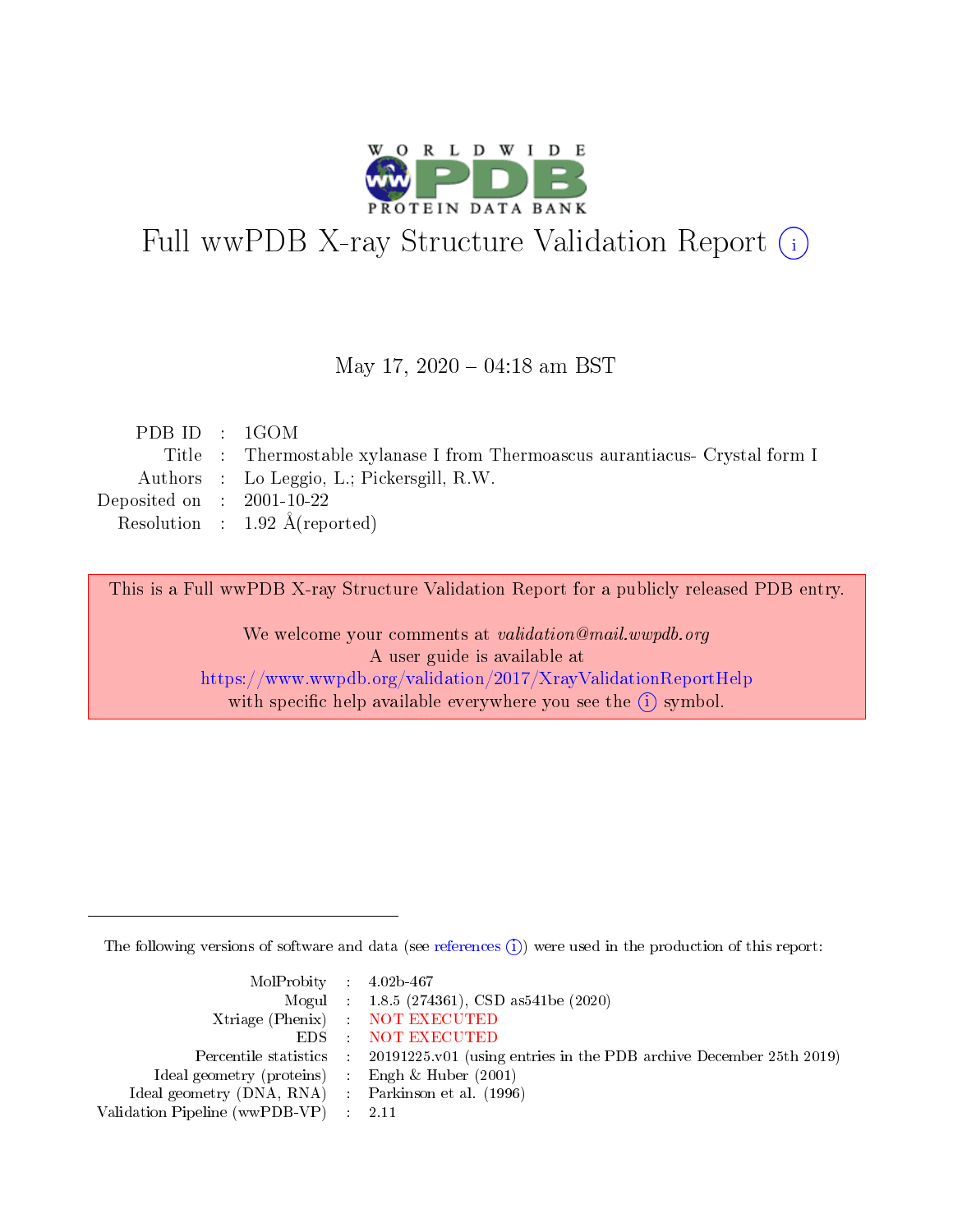# Full wwPDB X-ray Structure Validation Report (i)

May 17, 2020 – 04:18 am BST

| | | |
|---|---|---|
| PDB ID | : | 1GOM |
| Title | : | Thermostable xylanase I from Thermoascus aurantiacus- Crystal form I |
| Authors | : | Lo Leggio, L.; Pickersgill, R.W. |
| Deposited on | : | 2001-10-22 |
| Resolution | : | 1.92 Å(reported) |

This is a Full wwPDB X-ray Structure Validation Report for a publicly released PDB entry.

We welcome your comments at *validation@mail.wwpdb.org*
A user guide is available at
https://www.wwpdb.org/validation/2017/XrayValidationReportHelp
with specific help available everywhere you see the (i) symbol.

The following versions of software and data (see references (i)) were used in the production of this report:

| | | |
|---|---|---|
| MolProbity | : | 4.02b-467 |
| Mogul | : | 1.8.5 (274361), CSD as541be (2020) |
| Xtriage (Phenix) | : | NOT EXECUTED |
| EDS | : | NOT EXECUTED |
| Percentile statistics | : | 20191225.v01 (using entries in the PDB archive December 25th 2019) |
| Ideal geometry (proteins) | : | Engh & Huber (2001) |
| Ideal geometry (DNA, RNA) | : | Parkinson et al. (1996) |
| Validation Pipeline (wwPDB-VP) | : | 2.11 |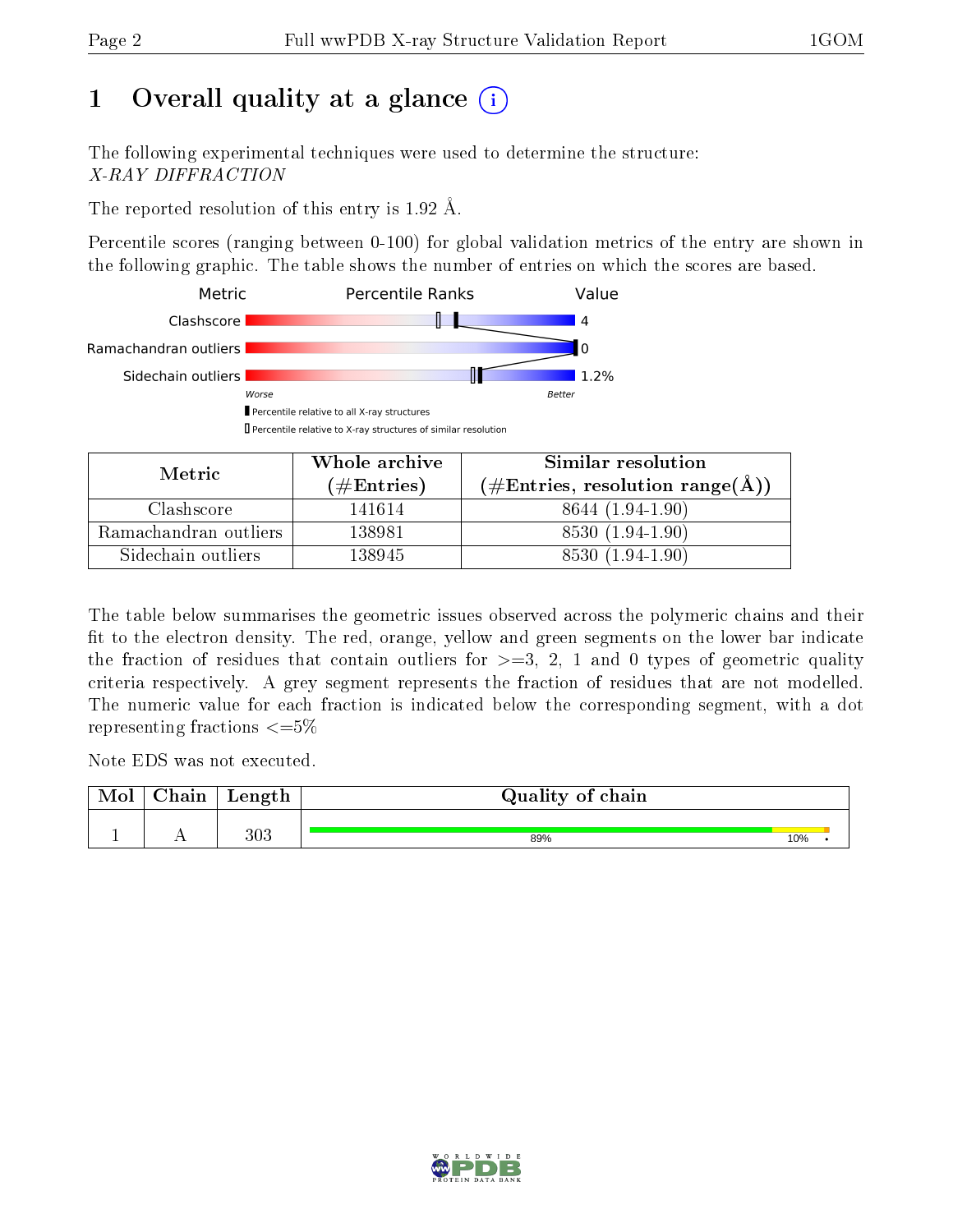# 1 Overall quality at a glance

The following experimental techniques were used to determine the structure:
*X-RAY DIFFRACTION*

The reported resolution of this entry is 1.92 Å.

Percentile scores (ranging between 0-100) for global validation metrics of the entry are shown in the following graphic. The table shows the number of entries on which the scores are based.

| Metric | Value |
|---|---|
| Clashscore | 4 |
| Ramachandran outliers | 0 |
| Sidechain outliers | 1.2% |

Worse — Better

▮ Percentile relative to all X-ray structures
▯ Percentile relative to X-ray structures of similar resolution

| Metric | Whole archive (#Entries) | Similar resolution (#Entries, resolution range(Å)) |
|---|---|---|
| Clashscore | 141614 | 8644 (1.94-1.90) |
| Ramachandran outliers | 138981 | 8530 (1.94-1.90) |
| Sidechain outliers | 138945 | 8530 (1.94-1.90) |

The table below summarises the geometric issues observed across the polymeric chains and their fit to the electron density. The red, orange, yellow and green segments on the lower bar indicate the fraction of residues that contain outliers for >=3, 2, 1 and 0 types of geometric quality criteria respectively. A grey segment represents the fraction of residues that are not modelled. The numeric value for each fraction is indicated below the corresponding segment, with a dot representing fractions <=5%

Note EDS was not executed.

| Mol | Chain | Length | Quality of chain |
|---|---|---|---|
| 1 | A | 303 | 89% · 10% · • |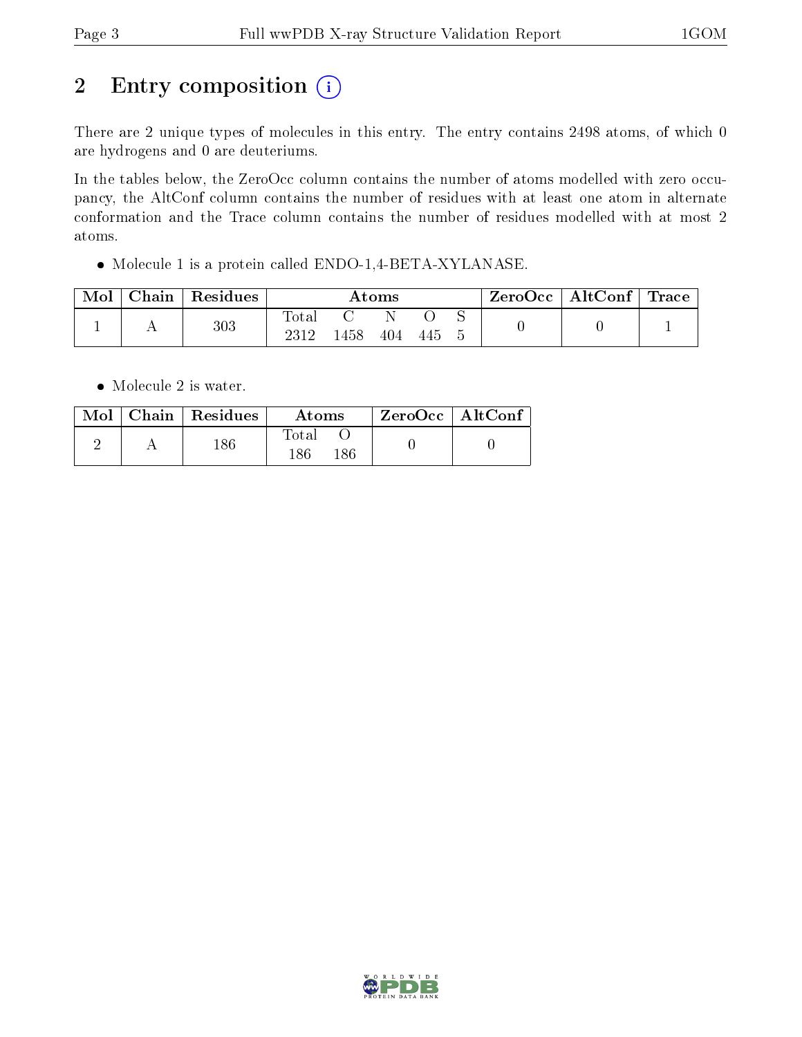# 2 Entry composition (i)

There are 2 unique types of molecules in this entry. The entry contains 2498 atoms, of which 0 are hydrogens and 0 are deuteriums.

In the tables below, the ZeroOcc column contains the number of atoms modelled with zero occupancy, the AltConf column contains the number of residues with at least one atom in alternate conformation and the Trace column contains the number of residues modelled with at most 2 atoms.

- Molecule 1 is a protein called ENDO-1,4-BETA-XYLANASE.

| Mol | Chain | Residues | Atoms | | | | | ZeroOcc | AltConf | Trace |
|---|---|---|---|---|---|---|---|---|---|---|
| | | | Total | C | N | O | S | | | |
| 1 | A | 303 | 2312 | 1458 | 404 | 445 | 5 | 0 | 0 | 1 |

- Molecule 2 is water.

| Mol | Chain | Residues | Atoms | | ZeroOcc | AltConf |
|---|---|---|---|---|---|---|
| | | | Total | O | | |
| 2 | A | 186 | 186 | 186 | 0 | 0 |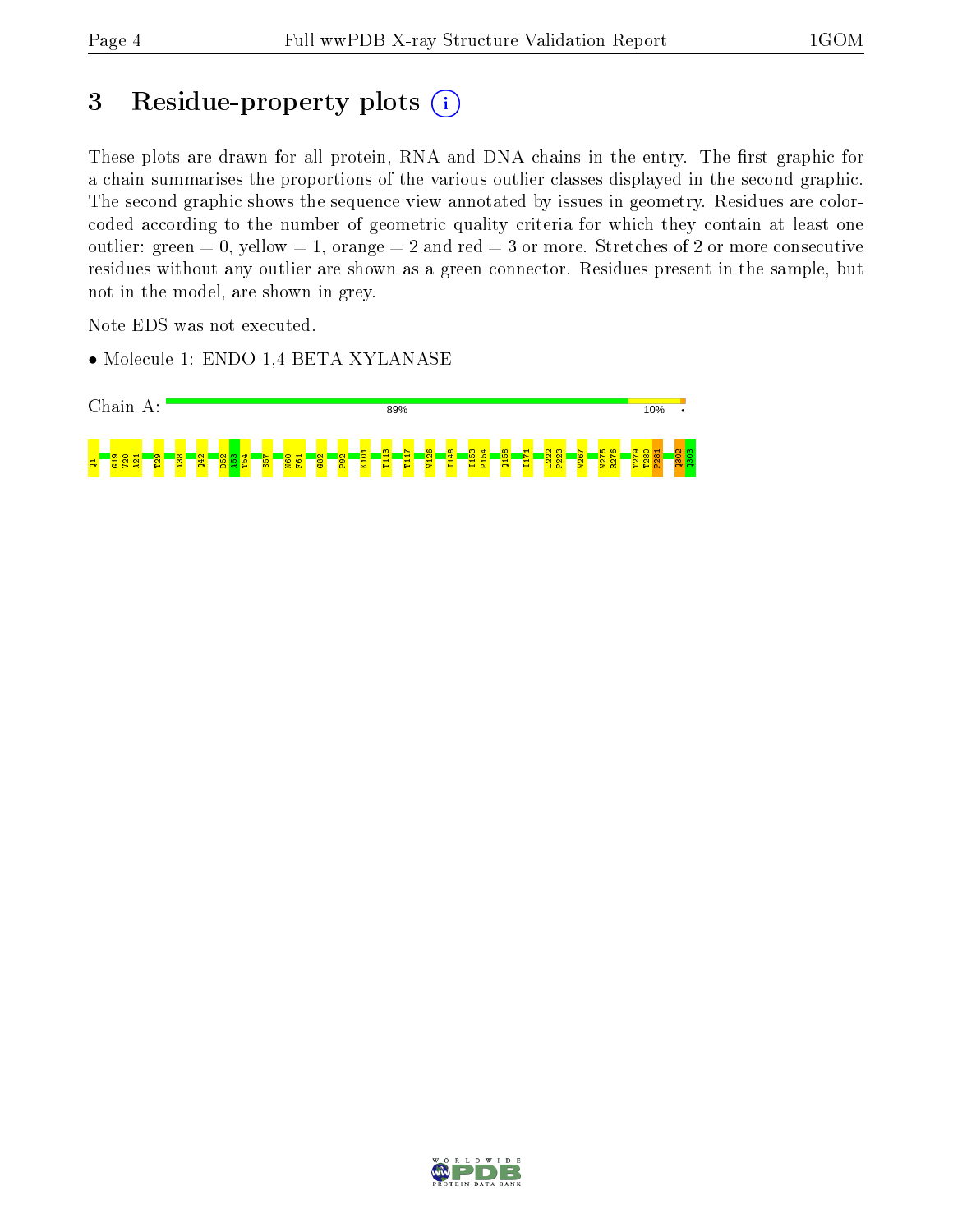# 3 Residue-property plots

These plots are drawn for all protein, RNA and DNA chains in the entry. The first graphic for a chain summarises the proportions of the various outlier classes displayed in the second graphic. The second graphic shows the sequence view annotated by issues in geometry. Residues are color-coded according to the number of geometric quality criteria for which they contain at least one outlier: green = 0, yellow = 1, orange = 2 and red = 3 or more. Stretches of 2 or more consecutive residues without any outlier are shown as a green connector. Residues present in the sample, but not in the model, are shown in grey.

Note EDS was not executed.

- Molecule 1: ENDO-1,4-BETA-XYLANASE

Chain A: 89% 10% •

Q1 G19 V20 A21 T29 A38 Q42 D52 A53 T54 S57 N60 F61 G82 P92 K101 T113 T117 W126 I148 I153 P154 Q158 I171 L222 P223 W267 W275 R276 T279 T280 P281 Q302 Q303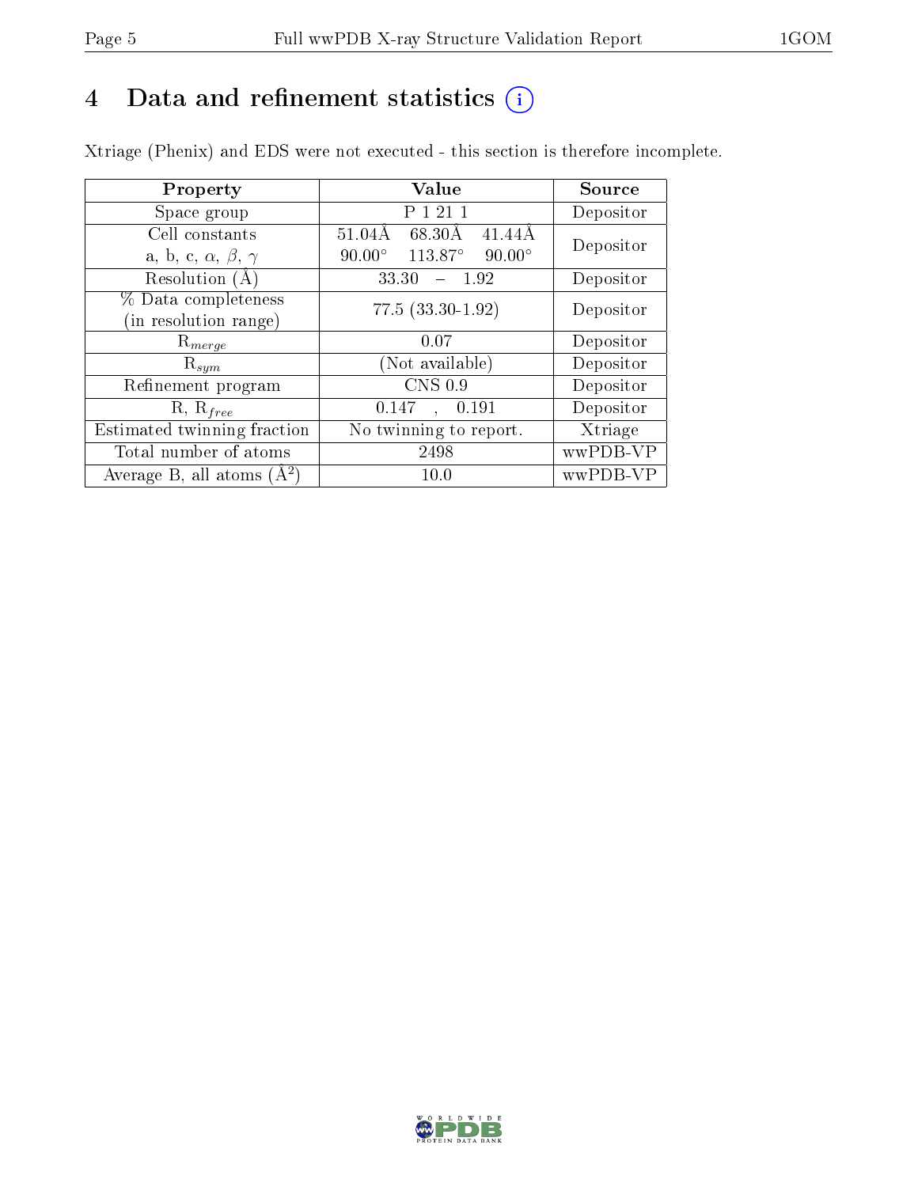# 4 Data and refinement statistics (i)

Xtriage (Phenix) and EDS were not executed - this section is therefore incomplete.

| Property | Value | Source |
|---|---|---|
| Space group | P 1 21 1 | Depositor |
| Cell constants<br>a, b, c, $\alpha$, $\beta$, $\gamma$ | 51.04Å 68.30Å 41.44Å<br>90.00° 113.87° 90.00° | Depositor |
| Resolution (Å) | 33.30 – 1.92 | Depositor |
| % Data completeness<br>(in resolution range) | 77.5 (33.30-1.92) | Depositor |
| $R_{merge}$ | 0.07 | Depositor |
| $R_{sym}$ | (Not available) | Depositor |
| Refinement program | CNS 0.9 | Depositor |
| R, $R_{free}$ | 0.147 , 0.191 | Depositor |
| Estimated twinning fraction | No twinning to report. | Xtriage |
| Total number of atoms | 2498 | wwPDB-VP |
| Average B, all atoms (Å$^2$) | 10.0 | wwPDB-VP |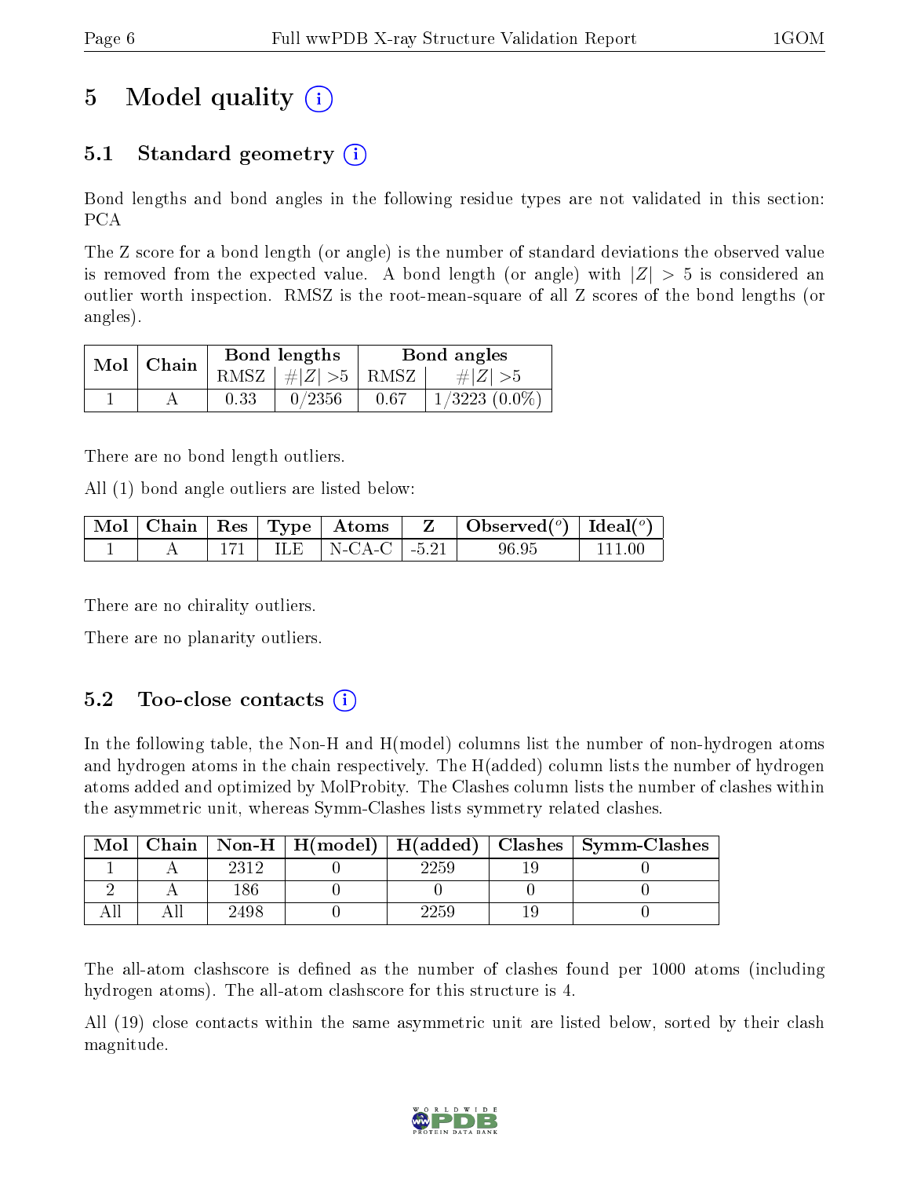# 5 Model quality (i)

## 5.1 Standard geometry (i)

Bond lengths and bond angles in the following residue types are not validated in this section: PCA

The Z score for a bond length (or angle) is the number of standard deviations the observed value is removed from the expected value. A bond length (or angle) with $|Z| > 5$ is considered an outlier worth inspection. RMSZ is the root-mean-square of all Z scores of the bond lengths (or angles).

| Mol | Chain | Bond lengths | | Bond angles | |
|---|---|---|---|---|---|
| | | RMSZ | $\#\|Z\| >5$ | RMSZ | $\#\|Z\| >5$ |
| 1 | A | 0.33 | 0/2356 | 0.67 | 1/3223 (0.0%) |

There are no bond length outliers.

All (1) bond angle outliers are listed below:

| Mol | Chain | Res | Type | Atoms | Z | Observed($^o$) | Ideal($^o$) |
|---|---|---|---|---|---|---|---|
| 1 | A | 171 | ILE | N-CA-C | -5.21 | 96.95 | 111.00 |

There are no chirality outliers.

There are no planarity outliers.

## 5.2 Too-close contacts (i)

In the following table, the Non-H and H(model) columns list the number of non-hydrogen atoms and hydrogen atoms in the chain respectively. The H(added) column lists the number of hydrogen atoms added and optimized by MolProbity. The Clashes column lists the number of clashes within the asymmetric unit, whereas Symm-Clashes lists symmetry related clashes.

| Mol | Chain | Non-H | H(model) | H(added) | Clashes | Symm-Clashes |
|---|---|---|---|---|---|---|
| 1 | A | 2312 | 0 | 2259 | 19 | 0 |
| 2 | A | 186 | 0 | 0 | 0 | 0 |
| All | All | 2498 | 0 | 2259 | 19 | 0 |

The all-atom clashscore is defined as the number of clashes found per 1000 atoms (including hydrogen atoms). The all-atom clashscore for this structure is 4.

All (19) close contacts within the same asymmetric unit are listed below, sorted by their clash magnitude.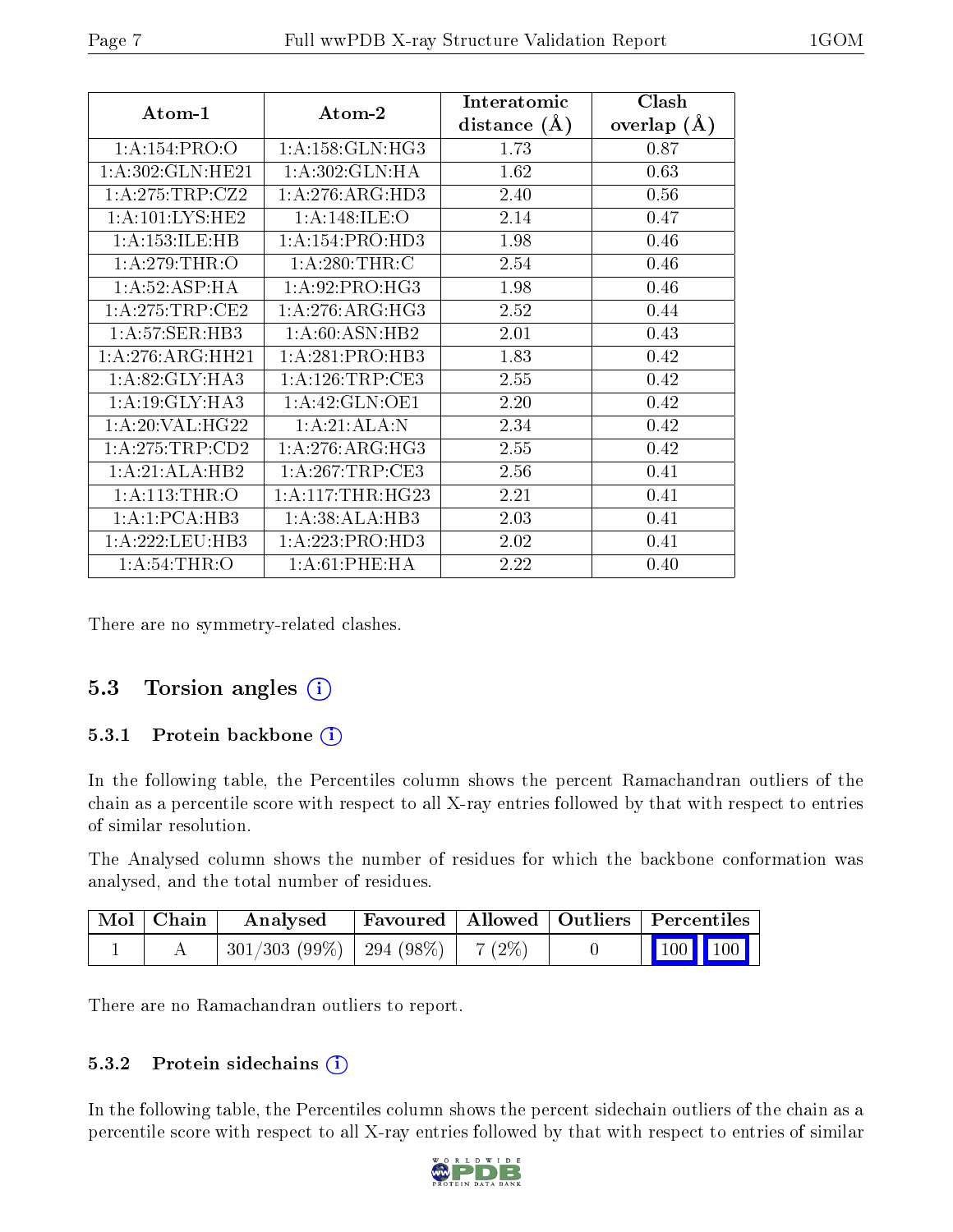| Atom-1 | Atom-2 | Interatomic distance (Å) | Clash overlap (Å) |
|---|---|---|---|
| 1:A:154:PRO:O | 1:A:158:GLN:HG3 | 1.73 | 0.87 |
| 1:A:302:GLN:HE21 | 1:A:302:GLN:HA | 1.62 | 0.63 |
| 1:A:275:TRP:CZ2 | 1:A:276:ARG:HD3 | 2.40 | 0.56 |
| 1:A:101:LYS:HE2 | 1:A:148:ILE:O | 2.14 | 0.47 |
| 1:A:153:ILE:HB | 1:A:154:PRO:HD3 | 1.98 | 0.46 |
| 1:A:279:THR:O | 1:A:280:THR:C | 2.54 | 0.46 |
| 1:A:52:ASP:HA | 1:A:92:PRO:HG3 | 1.98 | 0.46 |
| 1:A:275:TRP:CE2 | 1:A:276:ARG:HG3 | 2.52 | 0.44 |
| 1:A:57:SER:HB3 | 1:A:60:ASN:HB2 | 2.01 | 0.43 |
| 1:A:276:ARG:HH21 | 1:A:281:PRO:HB3 | 1.83 | 0.42 |
| 1:A:82:GLY:HA3 | 1:A:126:TRP:CE3 | 2.55 | 0.42 |
| 1:A:19:GLY:HA3 | 1:A:42:GLN:OE1 | 2.20 | 0.42 |
| 1:A:20:VAL:HG22 | 1:A:21:ALA:N | 2.34 | 0.42 |
| 1:A:275:TRP:CD2 | 1:A:276:ARG:HG3 | 2.55 | 0.42 |
| 1:A:21:ALA:HB2 | 1:A:267:TRP:CE3 | 2.56 | 0.41 |
| 1:A:113:THR:O | 1:A:117:THR:HG23 | 2.21 | 0.41 |
| 1:A:1:PCA:HB3 | 1:A:38:ALA:HB3 | 2.03 | 0.41 |
| 1:A:222:LEU:HB3 | 1:A:223:PRO:HD3 | 2.02 | 0.41 |
| 1:A:54:THR:O | 1:A:61:PHE:HA | 2.22 | 0.40 |

There are no symmetry-related clashes.

## 5.3 Torsion angles

### 5.3.1 Protein backbone

In the following table, the Percentiles column shows the percent Ramachandran outliers of the chain as a percentile score with respect to all X-ray entries followed by that with respect to entries of similar resolution.

The Analysed column shows the number of residues for which the backbone conformation was analysed, and the total number of residues.

| Mol | Chain | Analysed | Favoured | Allowed | Outliers | Percentiles | |
|---|---|---|---|---|---|---|---|
| 1 | A | 301/303 (99%) | 294 (98%) | 7 (2%) | 0 | 100 | 100 |

There are no Ramachandran outliers to report.

### 5.3.2 Protein sidechains

In the following table, the Percentiles column shows the percent sidechain outliers of the chain as a percentile score with respect to all X-ray entries followed by that with respect to entries of similar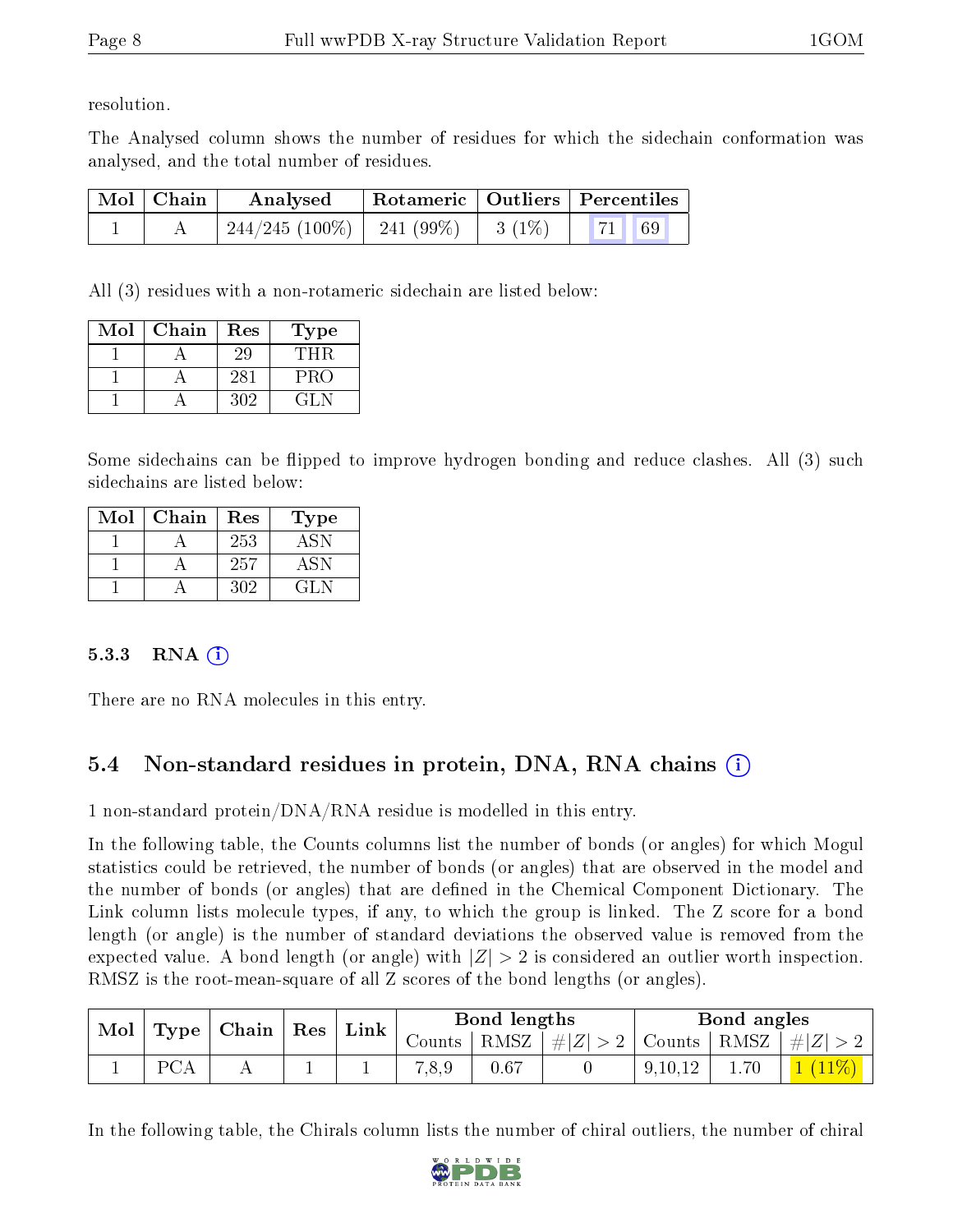resolution.

The Analysed column shows the number of residues for which the sidechain conformation was analysed, and the total number of residues.

| Mol | Chain | Analysed | Rotameric | Outliers | Percentiles | |
|---|---|---|---|---|---|---|
| 1 | A | 244/245 (100%) | 241 (99%) | 3 (1%) | 71 | 69 |

All (3) residues with a non-rotameric sidechain are listed below:

| Mol | Chain | Res | Type |
|---|---|---|---|
| 1 | A | 29 | THR |
| 1 | A | 281 | PRO |
| 1 | A | 302 | GLN |

Some sidechains can be flipped to improve hydrogen bonding and reduce clashes. All (3) such sidechains are listed below:

| Mol | Chain | Res | Type |
|---|---|---|---|
| 1 | A | 253 | ASN |
| 1 | A | 257 | ASN |
| 1 | A | 302 | GLN |

### 5.3.3 RNA

There are no RNA molecules in this entry.

## 5.4 Non-standard residues in protein, DNA, RNA chains

1 non-standard protein/DNA/RNA residue is modelled in this entry.

In the following table, the Counts columns list the number of bonds (or angles) for which Mogul statistics could be retrieved, the number of bonds (or angles) that are observed in the model and the number of bonds (or angles) that are defined in the Chemical Component Dictionary. The Link column lists molecule types, if any, to which the group is linked. The Z score for a bond length (or angle) is the number of standard deviations the observed value is removed from the expected value. A bond length (or angle) with $|Z| > 2$ is considered an outlier worth inspection. RMSZ is the root-mean-square of all Z scores of the bond lengths (or angles).

| Mol | Type | Chain | Res | Link | Bond lengths | | | Bond angles | | |
|---|---|---|---|---|---|---|---|---|---|---|
| | | | | | Counts | RMSZ | $\#\|Z\| > 2$ | Counts | RMSZ | $\#\|Z\| > 2$ |
| 1 | PCA | A | 1 | 1 | 7,8,9 | 0.67 | 0 | 9,10,12 | 1.70 | 1 (11%) |

In the following table, the Chirals column lists the number of chiral outliers, the number of chiral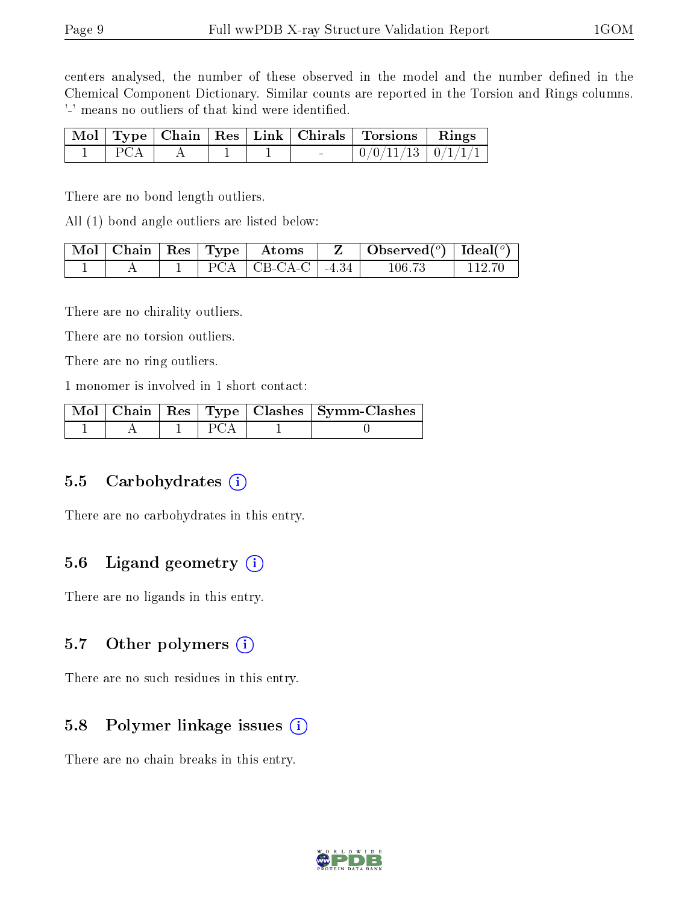centers analysed, the number of these observed in the model and the number defined in the Chemical Component Dictionary. Similar counts are reported in the Torsion and Rings columns. '-' means no outliers of that kind were identified.

| Mol | Type | Chain | Res | Link | Chirals | Torsions | Rings |
|---|---|---|---|---|---|---|---|
| 1 | PCA | A | 1 | 1 | - | 0/0/11/13 | 0/1/1/1 |

There are no bond length outliers.

All (1) bond angle outliers are listed below:

| Mol | Chain | Res | Type | Atoms | Z | Observed(°) | Ideal(°) |
|---|---|---|---|---|---|---|---|
| 1 | A | 1 | PCA | CB-CA-C | -4.34 | 106.73 | 112.70 |

There are no chirality outliers.

There are no torsion outliers.

There are no ring outliers.

1 monomer is involved in 1 short contact:

| Mol | Chain | Res | Type | Clashes | Symm-Clashes |
|---|---|---|---|---|---|
| 1 | A | 1 | PCA | 1 | 0 |

## 5.5 Carbohydrates

There are no carbohydrates in this entry.

## 5.6 Ligand geometry

There are no ligands in this entry.

## 5.7 Other polymers

There are no such residues in this entry.

## 5.8 Polymer linkage issues

There are no chain breaks in this entry.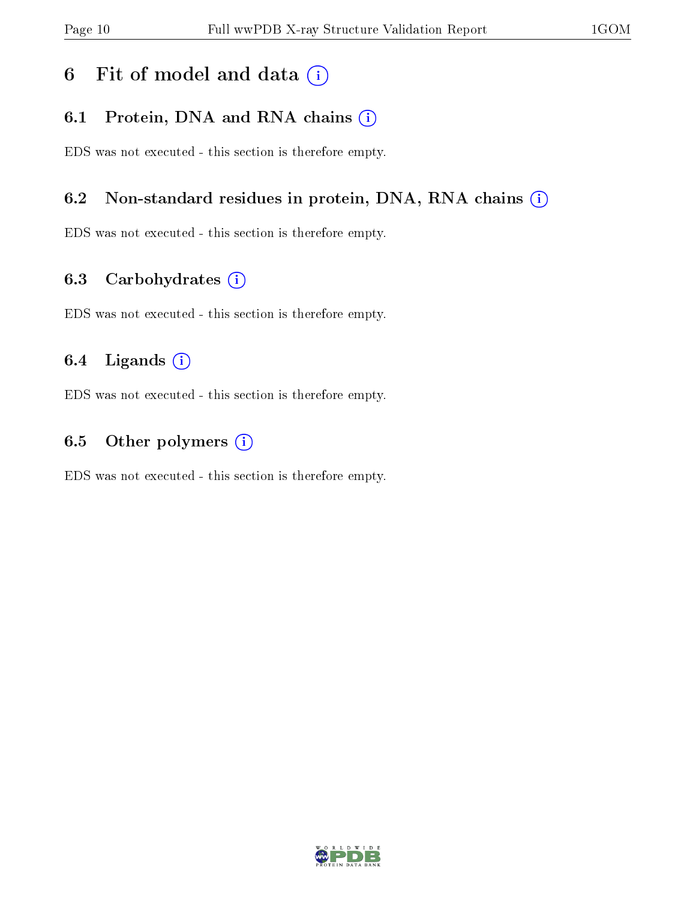# 6 Fit of model and data

## 6.1 Protein, DNA and RNA chains

EDS was not executed - this section is therefore empty.

## 6.2 Non-standard residues in protein, DNA, RNA chains

EDS was not executed - this section is therefore empty.

## 6.3 Carbohydrates

EDS was not executed - this section is therefore empty.

## 6.4 Ligands

EDS was not executed - this section is therefore empty.

## 6.5 Other polymers

EDS was not executed - this section is therefore empty.